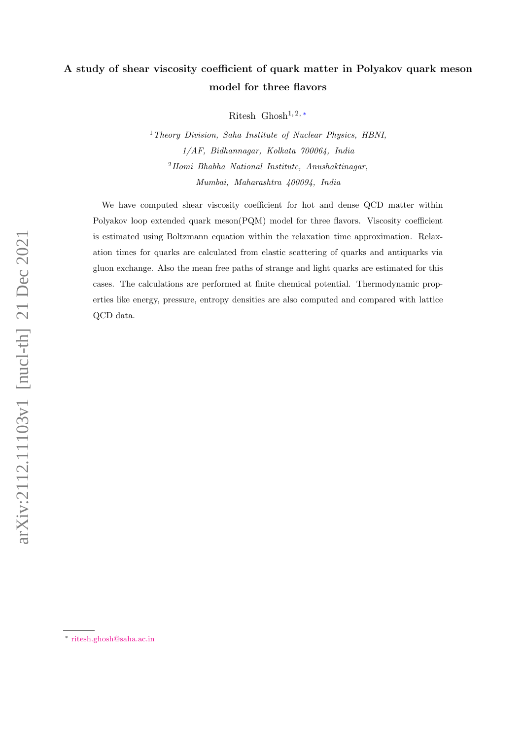# A study of shear viscosity coefficient of quark matter in Polyakov quark meson model for three flavors

Ritesh Ghosh[1, 2, *]

[1] *Theory Division, Saha Institute of Nuclear Physics, HBNI, 1/AF, Bidhannagar, Kolkata 700064, India*

[2] *Homi Bhabha National Institute, Anushaktinagar, Mumbai, Maharashtra 400094, India*

We have computed shear viscosity coefficient for hot and dense QCD matter within Polyakov loop extended quark meson(PQM) model for three flavors. Viscosity coefficient is estimated using Boltzmann equation within the relaxation time approximation. Relaxation times for quarks are calculated from elastic scattering of quarks and antiquarks via gluon exchange. Also the mean free paths of strange and light quarks are estimated for this cases. The calculations are performed at finite chemical potential. Thermodynamic properties like energy, pressure, entropy densities are also computed and compared with lattice QCD data.

[*] ritesh.ghosh@saha.ac.in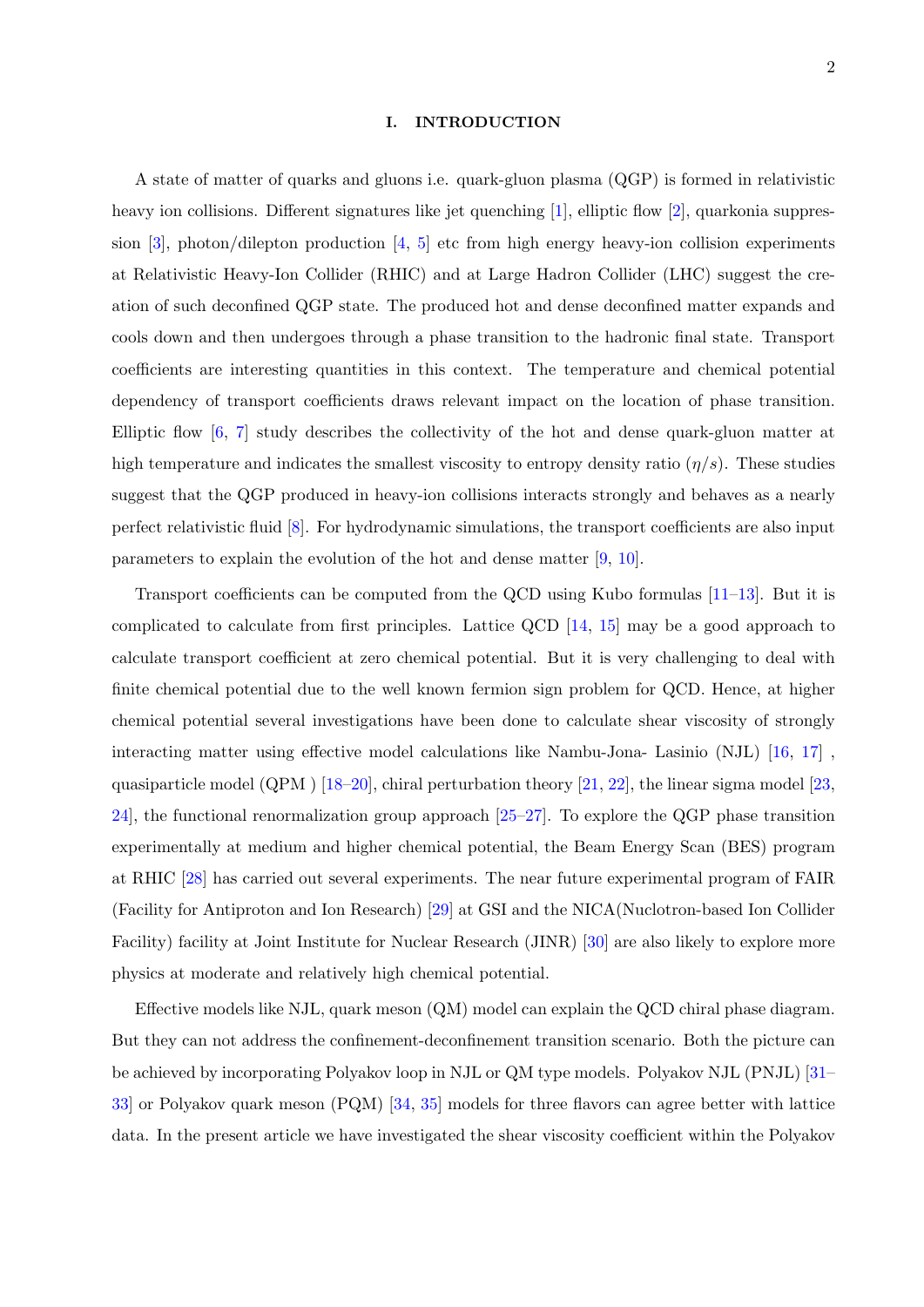## I. INTRODUCTION

A state of matter of quarks and gluons i.e. quark-gluon plasma (QGP) is formed in relativistic heavy ion collisions. Different signatures like jet quenching [1], elliptic flow [2], quarkonia suppression [3], photon/dilepton production [4, 5] etc from high energy heavy-ion collision experiments at Relativistic Heavy-Ion Collider (RHIC) and at Large Hadron Collider (LHC) suggest the creation of such deconfined QGP state. The produced hot and dense deconfined matter expands and cools down and then undergoes through a phase transition to the hadronic final state. Transport coefficients are interesting quantities in this context. The temperature and chemical potential dependency of transport coefficients draws relevant impact on the location of phase transition. Elliptic flow [6, 7] study describes the collectivity of the hot and dense quark-gluon matter at high temperature and indicates the smallest viscosity to entropy density ratio ($\eta/s$). These studies suggest that the QGP produced in heavy-ion collisions interacts strongly and behaves as a nearly perfect relativistic fluid [8]. For hydrodynamic simulations, the transport coefficients are also input parameters to explain the evolution of the hot and dense matter [9, 10].

Transport coefficients can be computed from the QCD using Kubo formulas [11–13]. But it is complicated to calculate from first principles. Lattice QCD [14, 15] may be a good approach to calculate transport coefficient at zero chemical potential. But it is very challenging to deal with finite chemical potential due to the well known fermion sign problem for QCD. Hence, at higher chemical potential several investigations have been done to calculate shear viscosity of strongly interacting matter using effective model calculations like Nambu-Jona- Lasinio (NJL) [16, 17] , quasiparticle model (QPM ) [18–20], chiral perturbation theory [21, 22], the linear sigma model [23, 24], the functional renormalization group approach [25–27]. To explore the QGP phase transition experimentally at medium and higher chemical potential, the Beam Energy Scan (BES) program at RHIC [28] has carried out several experiments. The near future experimental program of FAIR (Facility for Antiproton and Ion Research) [29] at GSI and the NICA(Nuclotron-based Ion Collider Facility) facility at Joint Institute for Nuclear Research (JINR) [30] are also likely to explore more physics at moderate and relatively high chemical potential.

Effective models like NJL, quark meson (QM) model can explain the QCD chiral phase diagram. But they can not address the confinement-deconfinement transition scenario. Both the picture can be achieved by incorporating Polyakov loop in NJL or QM type models. Polyakov NJL (PNJL) [31–33] or Polyakov quark meson (PQM) [34, 35] models for three flavors can agree better with lattice data. In the present article we have investigated the shear viscosity coefficient within the Polyakov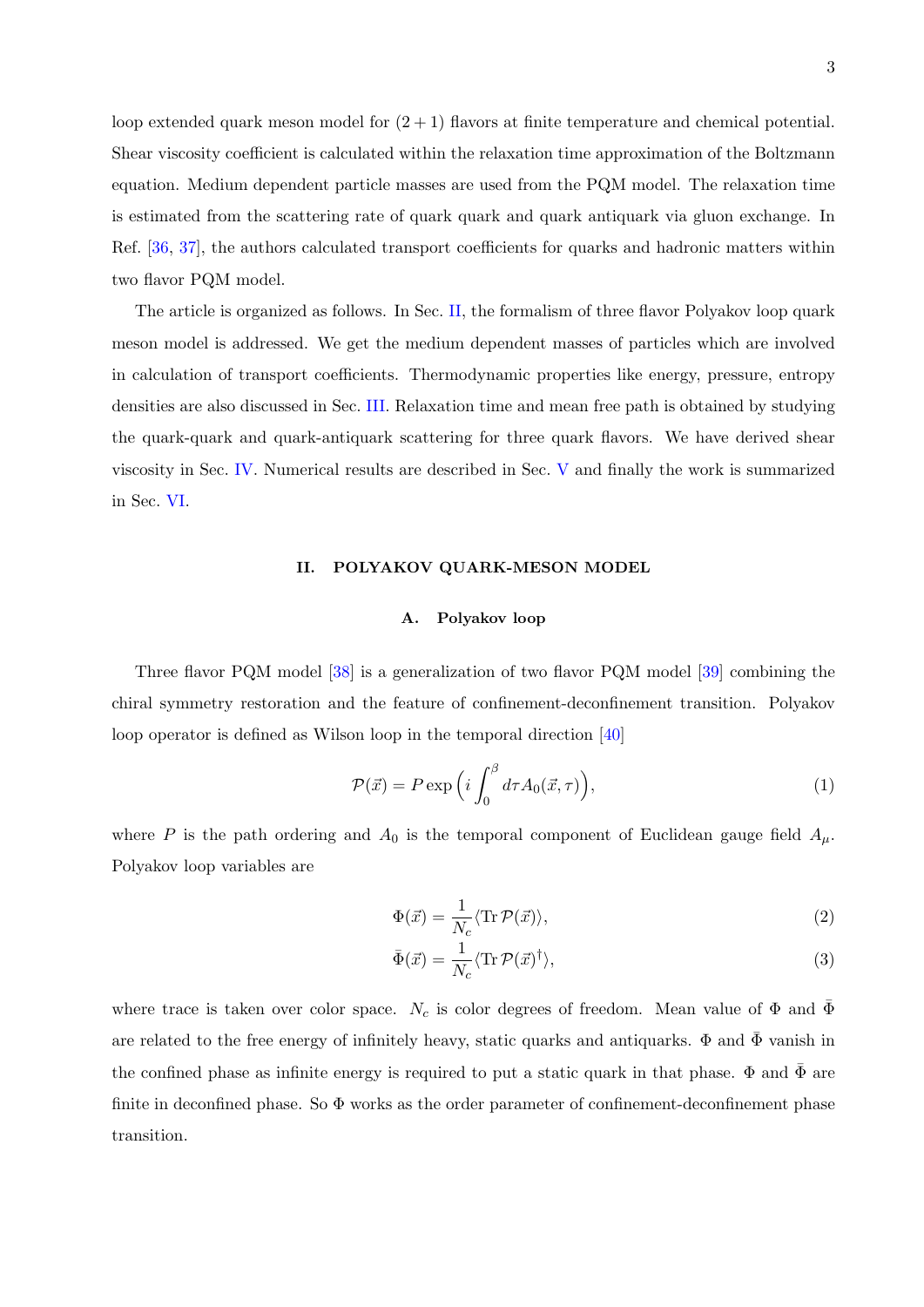loop extended quark meson model for $(2+1)$ flavors at finite temperature and chemical potential. Shear viscosity coefficient is calculated within the relaxation time approximation of the Boltzmann equation. Medium dependent particle masses are used from the PQM model. The relaxation time is estimated from the scattering rate of quark quark and quark antiquark via gluon exchange. In Ref. [36, 37], the authors calculated transport coefficients for quarks and hadronic matters within two flavor PQM model.

The article is organized as follows. In Sec. II, the formalism of three flavor Polyakov loop quark meson model is addressed. We get the medium dependent masses of particles which are involved in calculation of transport coefficients. Thermodynamic properties like energy, pressure, entropy densities are also discussed in Sec. III. Relaxation time and mean free path is obtained by studying the quark-quark and quark-antiquark scattering for three quark flavors. We have derived shear viscosity in Sec. IV. Numerical results are described in Sec. V and finally the work is summarized in Sec. VI.

## II. POLYAKOV QUARK-MESON MODEL

### A. Polyakov loop

Three flavor PQM model [38] is a generalization of two flavor PQM model [39] combining the chiral symmetry restoration and the feature of confinement-deconfinement transition. Polyakov loop operator is defined as Wilson loop in the temporal direction [40]

$$\mathcal{P}(\vec{x}) = P\exp\Big(i\int_0^\beta d\tau A_0(\vec{x},\tau)\Big), \tag{1}$$

where $P$ is the path ordering and $A_0$ is the temporal component of Euclidean gauge field $A_\mu$. Polyakov loop variables are

$$\Phi(\vec{x}) = \frac{1}{N_c}\langle \mathrm{Tr}\,\mathcal{P}(\vec{x})\rangle, \tag{2}$$

$$\bar{\Phi}(\vec{x}) = \frac{1}{N_c}\langle \mathrm{Tr}\,\mathcal{P}(\vec{x})^\dagger\rangle, \tag{3}$$

where trace is taken over color space. $N_c$ is color degrees of freedom. Mean value of $\Phi$ and $\bar{\Phi}$ are related to the free energy of infinitely heavy, static quarks and antiquarks. $\Phi$ and $\bar{\Phi}$ vanish in the confined phase as infinite energy is required to put a static quark in that phase. $\Phi$ and $\bar{\Phi}$ are finite in deconfined phase. So $\Phi$ works as the order parameter of confinement-deconfinement phase transition.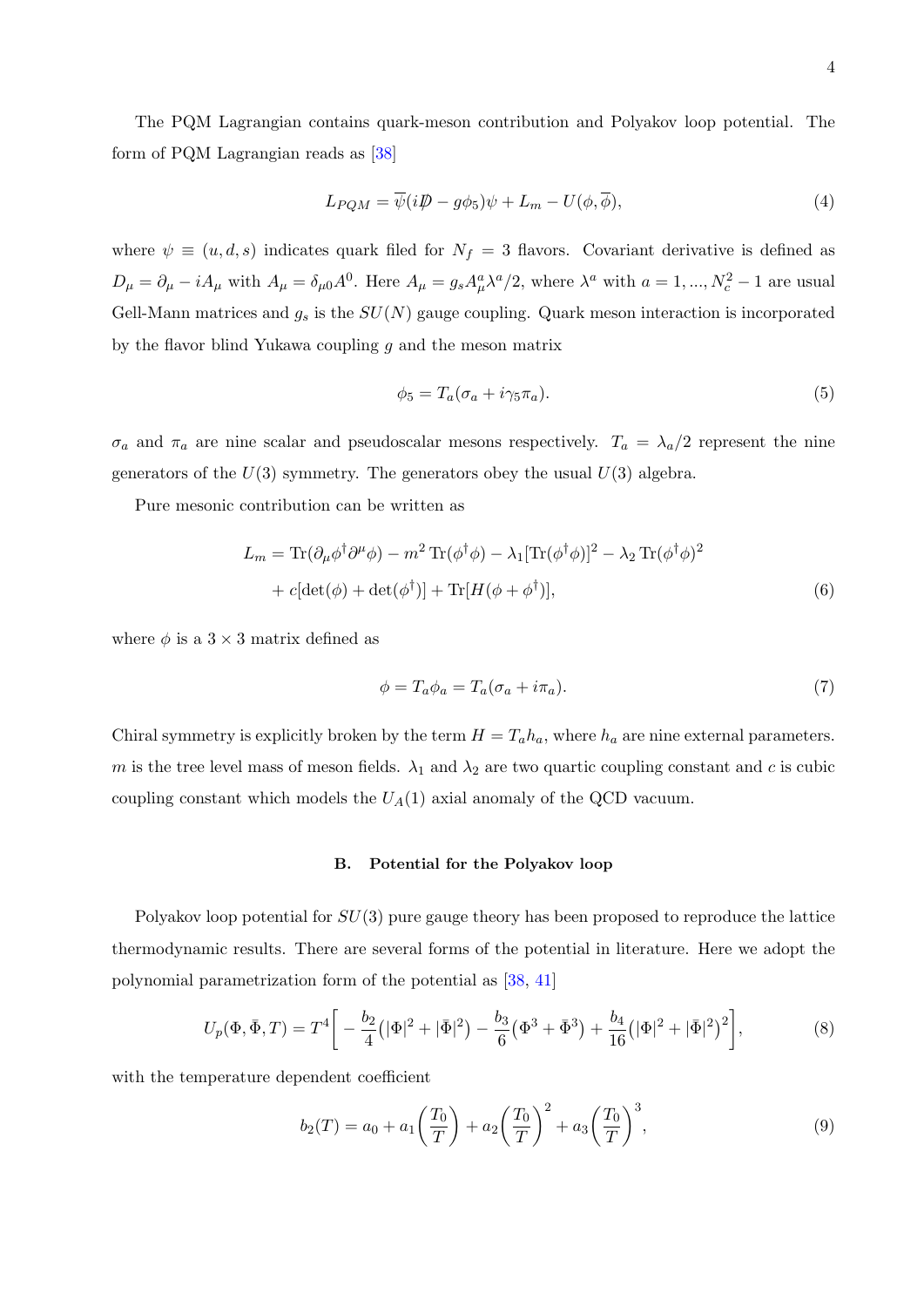The PQM Lagrangian contains quark-meson contribution and Polyakov loop potential. The form of PQM Lagrangian reads as [38]

$$L_{PQM} = \overline{\psi}(i\not{D} - g\phi_5)\psi + L_m - U(\phi, \overline{\phi}), \tag{4}$$

where $\psi \equiv (u, d, s)$ indicates quark filed for $N_f = 3$ flavors. Covariant derivative is defined as $D_\mu = \partial_\mu - iA_\mu$ with $A_\mu = \delta_{\mu 0} A^0$. Here $A_\mu = g_s A^a_\mu \lambda^a/2$, where $\lambda^a$ with $a = 1, ..., N_c^2 - 1$ are usual Gell-Mann matrices and $g_s$ is the $SU(N)$ gauge coupling. Quark meson interaction is incorporated by the flavor blind Yukawa coupling $g$ and the meson matrix

$$\phi_5 = T_a(\sigma_a + i\gamma_5\pi_a). \tag{5}$$

$\sigma_a$ and $\pi_a$ are nine scalar and pseudoscalar mesons respectively. $T_a = \lambda_a/2$ represent the nine generators of the $U(3)$ symmetry. The generators obey the usual $U(3)$ algebra.

Pure mesonic contribution can be written as

$$\begin{aligned} L_m = &\operatorname{Tr}(\partial_\mu \phi^\dagger \partial^\mu \phi) - m^2 \operatorname{Tr}(\phi^\dagger \phi) - \lambda_1 [\operatorname{Tr}(\phi^\dagger \phi)]^2 - \lambda_2 \operatorname{Tr}(\phi^\dagger \phi)^2 \\ &+ c[\det(\phi) + \det(\phi^\dagger)] + \operatorname{Tr}[H(\phi + \phi^\dagger)], \end{aligned} \tag{6}$$

where $\phi$ is a $3 \times 3$ matrix defined as

$$\phi = T_a \phi_a = T_a(\sigma_a + i\pi_a). \tag{7}$$

Chiral symmetry is explicitly broken by the term $H = T_a h_a$, where $h_a$ are nine external parameters. $m$ is the tree level mass of meson fields. $\lambda_1$ and $\lambda_2$ are two quartic coupling constant and $c$ is cubic coupling constant which models the $U_A(1)$ axial anomaly of the QCD vacuum.

### B. Potential for the Polyakov loop

Polyakov loop potential for $SU(3)$ pure gauge theory has been proposed to reproduce the lattice thermodynamic results. There are several forms of the potential in literature. Here we adopt the polynomial parametrization form of the potential as [38, 41]

$$U_p(\Phi, \bar{\Phi}, T) = T^4 \bigg[ -\frac{b_2}{4}\big(|\Phi|^2 + |\bar{\Phi}|^2\big) - \frac{b_3}{6}\big(\Phi^3 + \bar{\Phi}^3\big) + \frac{b_4}{16}\big(|\Phi|^2 + |\bar{\Phi}|^2\big)^2 \bigg], \tag{8}$$

with the temperature dependent coefficient

$$b_2(T) = a_0 + a_1\bigg(\frac{T_0}{T}\bigg) + a_2\bigg(\frac{T_0}{T}\bigg)^2 + a_3\bigg(\frac{T_0}{T}\bigg)^3, \tag{9}$$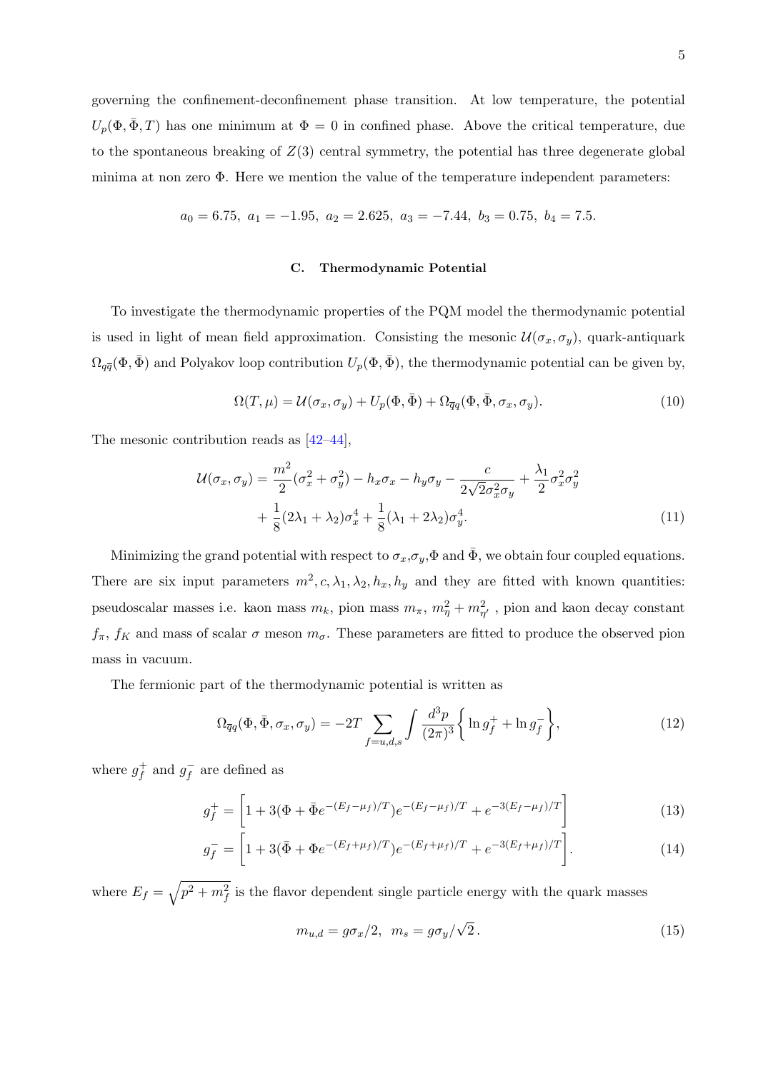governing the confinement-deconfinement phase transition. At low temperature, the potential $U_p(\Phi, \bar{\Phi}, T)$ has one minimum at $\Phi = 0$ in confined phase. Above the critical temperature, due to the spontaneous breaking of $Z(3)$ central symmetry, the potential has three degenerate global minima at non zero $\Phi$. Here we mention the value of the temperature independent parameters:

$$a_0 = 6.75,\ a_1 = -1.95,\ a_2 = 2.625,\ a_3 = -7.44,\ b_3 = 0.75,\ b_4 = 7.5.$$

### C. Thermodynamic Potential

To investigate the thermodynamic properties of the PQM model the thermodynamic potential is used in light of mean field approximation. Consisting the mesonic $\mathcal{U}(\sigma_x, \sigma_y)$, quark-antiquark $\Omega_{q\bar{q}}(\Phi, \bar{\Phi})$ and Polyakov loop contribution $U_p(\Phi, \bar{\Phi})$, the thermodynamic potential can be given by,

$$\Omega(T, \mu) = \mathcal{U}(\sigma_x, \sigma_y) + U_p(\Phi, \bar{\Phi}) + \Omega_{\bar{q}q}(\Phi, \bar{\Phi}, \sigma_x, \sigma_y). \tag{10}$$

The mesonic contribution reads as [42–44],

$$\begin{aligned}\mathcal{U}(\sigma_x, \sigma_y) = &\frac{m^2}{2}(\sigma_x^2 + \sigma_y^2) - h_x\sigma_x - h_y\sigma_y - \frac{c}{2\sqrt{2}\sigma_x^2\sigma_y} + \frac{\lambda_1}{2}\sigma_x^2\sigma_y^2 \\ &+ \frac{1}{8}(2\lambda_1 + \lambda_2)\sigma_x^4 + \frac{1}{8}(\lambda_1 + 2\lambda_2)\sigma_y^4. \end{aligned} \tag{11}$$

Minimizing the grand potential with respect to $\sigma_x$,$\sigma_y$,$\Phi$ and $\bar{\Phi}$, we obtain four coupled equations. There are six input parameters $m^2, c, \lambda_1, \lambda_2, h_x, h_y$ and they are fitted with known quantities: pseudoscalar masses i.e. kaon mass $m_k$, pion mass $m_\pi$, $m_\eta^2 + m_{\eta'}^2$ , pion and kaon decay constant $f_\pi$, $f_K$ and mass of scalar $\sigma$ meson $m_\sigma$. These parameters are fitted to produce the observed pion mass in vacuum.

The fermionic part of the thermodynamic potential is written as

$$\Omega_{\bar{q}q}(\Phi, \bar{\Phi}, \sigma_x, \sigma_y) = -2T \sum_{f=u,d,s} \int \frac{d^3p}{(2\pi)^3} \left\{ \ln g_f^+ + \ln g_f^- \right\}, \tag{12}$$

where $g_f^+$ and $g_f^-$ are defined as

$$g_f^+ = \left[1 + 3(\Phi + \bar{\Phi}e^{-(E_f-\mu_f)/T})e^{-(E_f-\mu_f)/T} + e^{-3(E_f-\mu_f)/T}\right] \tag{13}$$

$$g_f^- = \left[1 + 3(\bar{\Phi} + \Phi e^{-(E_f+\mu_f)/T})e^{-(E_f+\mu_f)/T} + e^{-3(E_f+\mu_f)/T}\right]. \tag{14}$$

where $E_f = \sqrt{p^2 + m_f^2}$ is the flavor dependent single particle energy with the quark masses

$$m_{u,d} = g\sigma_x/2,\ \ m_s = g\sigma_y/\sqrt{2}\,. \tag{15}$$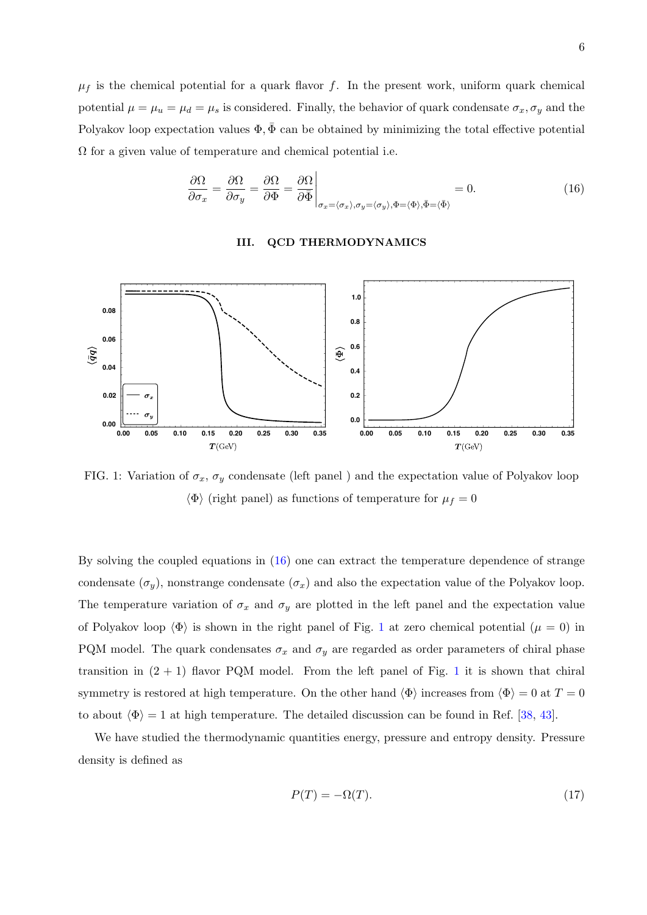$\mu_f$ is the chemical potential for a quark flavor $f$. In the present work, uniform quark chemical potential $\mu = \mu_u = \mu_d = \mu_s$ is considered. Finally, the behavior of quark condensate $\sigma_x, \sigma_y$ and the Polyakov loop expectation values $\Phi, \bar{\Phi}$ can be obtained by minimizing the total effective potential $\Omega$ for a given value of temperature and chemical potential i.e.

$$\frac{\partial \Omega}{\partial \sigma_x} = \frac{\partial \Omega}{\partial \sigma_y} = \frac{\partial \Omega}{\partial \Phi} = \frac{\partial \Omega}{\partial \bar{\Phi}}\bigg|_{\sigma_x = \langle \sigma_x \rangle, \sigma_y = \langle \sigma_y \rangle, \Phi = \langle \Phi \rangle, \bar{\Phi} = \langle \bar{\Phi} \rangle} = 0. \tag{16}$$

## III. QCD THERMODYNAMICS

FIG. 1: Variation of $\sigma_x$, $\sigma_y$ condensate (left panel ) and the expectation value of Polyakov loop $\langle \Phi \rangle$ (right panel) as functions of temperature for $\mu_f = 0$

By solving the coupled equations in (16) one can extract the temperature dependence of strange condensate ($\sigma_y$), nonstrange condensate ($\sigma_x$) and also the expectation value of the Polyakov loop. The temperature variation of $\sigma_x$ and $\sigma_y$ are plotted in the left panel and the expectation value of Polyakov loop $\langle \Phi \rangle$ is shown in the right panel of Fig. 1 at zero chemical potential ($\mu = 0$) in PQM model. The quark condensates $\sigma_x$ and $\sigma_y$ are regarded as order parameters of chiral phase transition in $(2 + 1)$ flavor PQM model. From the left panel of Fig. 1 it is shown that chiral symmetry is restored at high temperature. On the other hand $\langle \Phi \rangle$ increases from $\langle \Phi \rangle = 0$ at $T = 0$ to about $\langle \Phi \rangle = 1$ at high temperature. The detailed discussion can be found in Ref. [38, 43].

We have studied the thermodynamic quantities energy, pressure and entropy density. Pressure density is defined as

$$P(T) = -\Omega(T). \tag{17}$$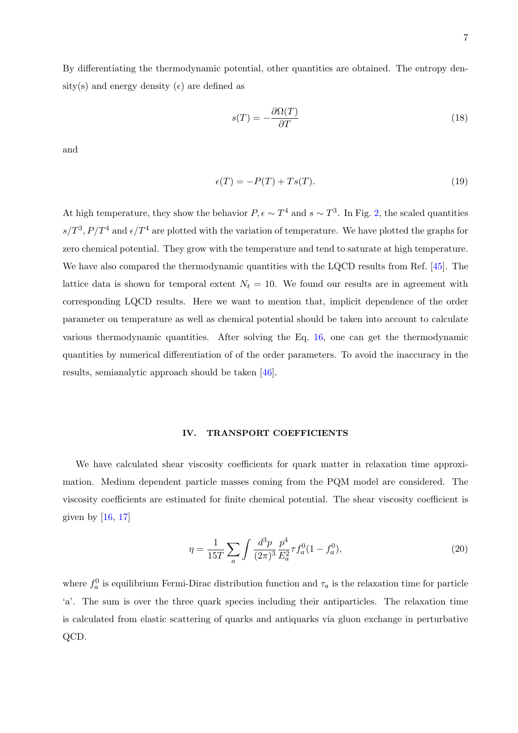By differentiating the thermodynamic potential, other quantities are obtained. The entropy density(s) and energy density ($\epsilon$) are defined as

$$s(T) = -\frac{\partial \Omega(T)}{\partial T} \tag{18}$$

and

$$\epsilon(T) = -P(T) + Ts(T). \tag{19}$$

At high temperature, they show the behavior $P, \epsilon \sim T^4$ and $s \sim T^3$. In Fig. 2, the scaled quantities $s/T^3, P/T^4$ and $\epsilon/T^4$ are plotted with the variation of temperature. We have plotted the graphs for zero chemical potential. They grow with the temperature and tend to saturate at high temperature. We have also compared the thermodynamic quantities with the LQCD results from Ref. [45]. The lattice data is shown for temporal extent $N_t = 10$. We found our results are in agreement with corresponding LQCD results. Here we want to mention that, implicit dependence of the order parameter on temperature as well as chemical potential should be taken into account to calculate various thermodynamic quantities. After solving the Eq. 16, one can get the thermodynamic quantities by numerical differentiation of of the order parameters. To avoid the inaccuracy in the results, semianalytic approach should be taken [46].

## IV. TRANSPORT COEFFICIENTS

We have calculated shear viscosity coefficients for quark matter in relaxation time approximation. Medium dependent particle masses coming from the PQM model are considered. The viscosity coefficients are estimated for finite chemical potential. The shear viscosity coefficient is given by [16, 17]

$$\eta = \frac{1}{15T} \sum_a \int \frac{d^3p}{(2\pi)^3} \frac{p^4}{E_a^2} \tau f_a^0 (1 - f_a^0), \tag{20}$$

where $f_a^0$ is equilibrium Fermi-Dirac distribution function and $\tau_a$ is the relaxation time for particle 'a'. The sum is over the three quark species including their antiparticles. The relaxation time is calculated from elastic scattering of quarks and antiquarks via gluon exchange in perturbative QCD.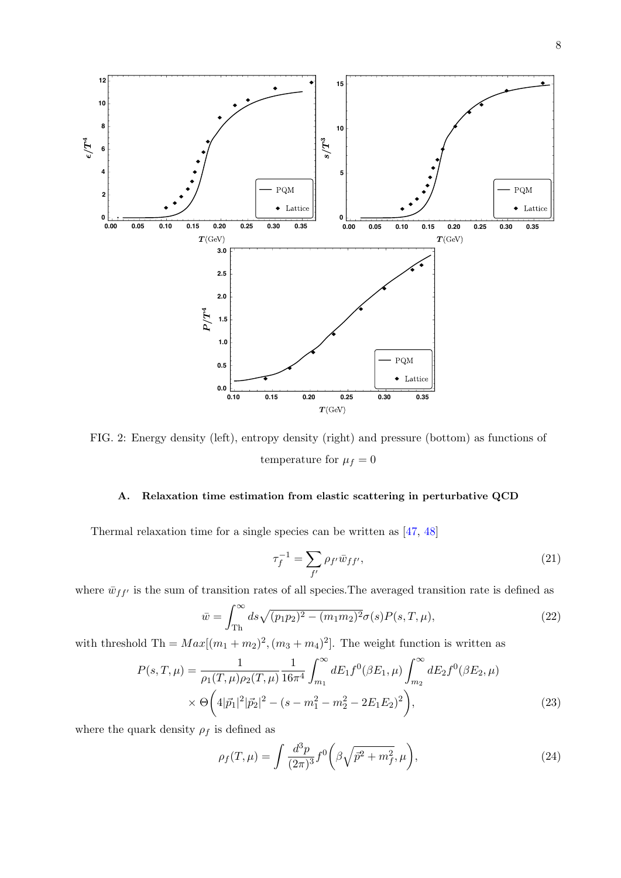FIG. 2: Energy density (left), entropy density (right) and pressure (bottom) as functions of temperature for $\mu_f = 0$

### A. Relaxation time estimation from elastic scattering in perturbative QCD

Thermal relaxation time for a single species can be written as [47, 48]

$$\tau_f^{-1} = \sum_{f'} \rho_{f'} \bar{w}_{ff'}, \tag{21}$$

where $\bar{w}_{ff'}$ is the sum of transition rates of all species.The averaged transition rate is defined as

$$\bar{w} = \int_{\text{Th}}^{\infty} ds \sqrt{(p_1 p_2)^2 - (m_1 m_2)^2} \sigma(s) P(s, T, \mu), \tag{22}$$

with threshold Th $= Max[(m_1 + m_2)^2, (m_3 + m_4)^2]$. The weight function is written as

$$P(s, T, \mu) = \frac{1}{\rho_1(T, \mu)\rho_2(T, \mu)} \frac{1}{16\pi^4} \int_{m_1}^{\infty} dE_1 f^0(\beta E_1, \mu) \int_{m_2}^{\infty} dE_2 f^0(\beta E_2, \mu) \times \Theta\bigg(4|\vec{p}_1|^2|\vec{p}_2|^2 - (s - m_1^2 - m_2^2 - 2E_1E_2)^2\bigg), \tag{23}$$

where the quark density $\rho_f$ is defined as

$$\rho_f(T, \mu) = \int \frac{d^3p}{(2\pi)^3} f^0\bigg(\beta\sqrt{\vec{p}^2 + m_f^2}, \mu\bigg), \tag{24}$$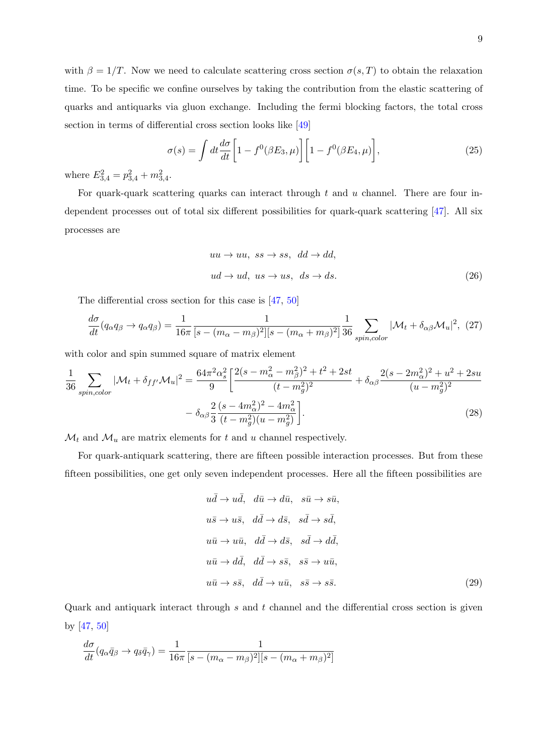with $\beta = 1/T$. Now we need to calculate scattering cross section $\sigma(s, T)$ to obtain the relaxation time. To be specific we confine ourselves by taking the contribution from the elastic scattering of quarks and antiquarks via gluon exchange. Including the fermi blocking factors, the total cross section in terms of differential cross section looks like [49]

$$\sigma(s) = \int dt \frac{d\sigma}{dt}\left[1 - f^0(\beta E_3, \mu)\right]\left[1 - f^0(\beta E_4, \mu)\right], \tag{25}$$

where $E_{3,4}^2 = p_{3,4}^2 + m_{3,4}^2$.

For quark-quark scattering quarks can interact through $t$ and $u$ channel. There are four independent processes out of total six different possibilities for quark-quark scattering [47]. All six processes are

$$\begin{aligned} &uu \to uu,\ ss \to ss,\ dd \to dd, \\ &ud \to ud,\ us \to us,\ ds \to ds. \end{aligned} \tag{26}$$

The differential cross section for this case is [47, 50]

$$\frac{d\sigma}{dt}(q_\alpha q_\beta \to q_\alpha q_\beta) = \frac{1}{16\pi}\frac{1}{[s - (m_\alpha - m_\beta)^2][s - (m_\alpha + m_\beta)^2]}\frac{1}{36}\sum_{spin,color}|\mathcal{M}_t + \delta_{\alpha\beta}\mathcal{M}_u|^2, \tag{27}$$

with color and spin summed square of matrix element

$$\begin{aligned} \frac{1}{36}\sum_{spin,color}|\mathcal{M}_t + \delta_{ff'}\mathcal{M}_u|^2 = \frac{64\pi^2\alpha_s^2}{9}\Bigg[&\frac{2(s - m_\alpha^2 - m_\beta^2)^2 + t^2 + 2st}{(t - m_g^2)^2} + \delta_{\alpha\beta}\frac{2(s - 2m_\alpha^2)^2 + u^2 + 2su}{(u - m_g^2)^2} \\ &- \delta_{\alpha\beta}\frac{2}{3}\frac{(s - 4m_\alpha^2)^2 - 4m_\alpha^2}{(t - m_g^2)(u - m_g^2)}\Bigg]. \end{aligned} \tag{28}$$

$\mathcal{M}_t$ and $\mathcal{M}_u$ are matrix elements for $t$ and $u$ channel respectively.

For quark-antiquark scattering, there are fifteen possible interaction processes. But from these fifteen possibilities, one get only seven independent processes. Here all the fifteen possibilities are

$$\begin{aligned} &u\bar{d} \to u\bar{d},\quad d\bar{u} \to d\bar{u},\quad s\bar{u} \to s\bar{u}, \\ &u\bar{s} \to u\bar{s},\quad d\bar{d} \to d\bar{s},\quad s\bar{d} \to s\bar{d}, \\ &u\bar{u} \to u\bar{u},\quad d\bar{d} \to d\bar{s},\quad s\bar{d} \to d\bar{d}, \\ &u\bar{u} \to d\bar{d},\quad d\bar{d} \to s\bar{s},\quad s\bar{s} \to u\bar{u}, \\ &u\bar{u} \to s\bar{s},\quad d\bar{d} \to u\bar{u},\quad s\bar{s} \to s\bar{s}. \end{aligned} \tag{29}$$

Quark and antiquark interact through $s$ and $t$ channel and the differential cross section is given by [47, 50]

$$\frac{d\sigma}{dt}(q_\alpha \bar{q}_\beta \to q_\delta \bar{q}_\gamma) = \frac{1}{16\pi}\frac{1}{[s - (m_\alpha - m_\beta)^2][s - (m_\alpha + m_\beta)^2]}$$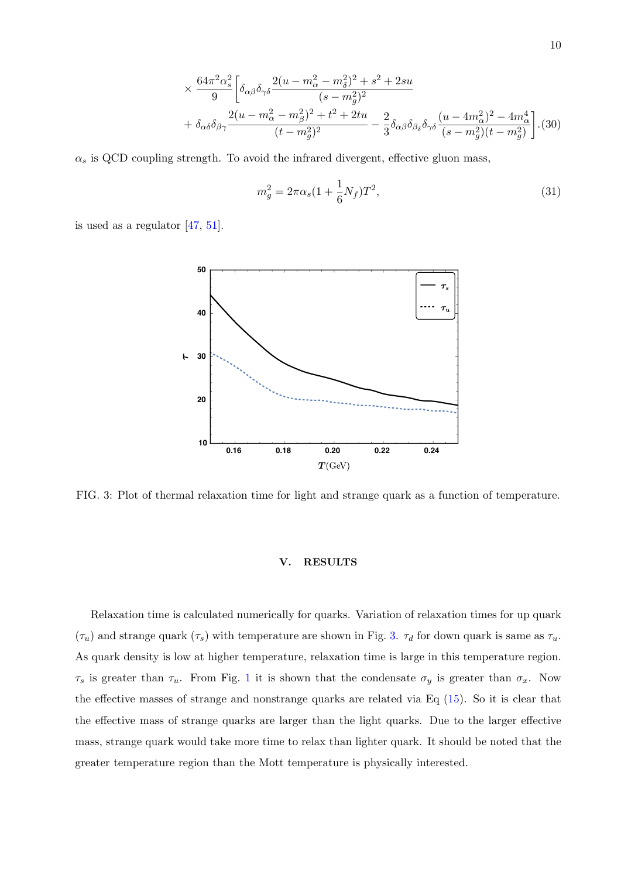$$\times \frac{64\pi^2\alpha_s^2}{9}\left[\delta_{\alpha\beta}\delta_{\gamma\delta}\frac{2(u-m_\alpha^2-m_\delta^2)^2+s^2+2su}{(s-m_g^2)^2}\right.$$
$$\left.+\,\delta_{\alpha\delta}\delta_{\beta\gamma}\frac{2(u-m_\alpha^2-m_\beta^2)^2+t^2+2tu}{(t-m_g^2)^2}-\frac{2}{3}\delta_{\alpha\beta}\delta_{\beta_\delta}\delta_{\gamma\delta}\frac{(u-4m_\alpha^2)^2-4m_\alpha^4}{(s-m_g^2)(t-m_g^2)}\right].(30)$$

$\alpha_s$ is QCD coupling strength. To avoid the infrared divergent, effective gluon mass,

$$m_g^2 = 2\pi\alpha_s(1+\frac{1}{6}N_f)T^2, \tag{31}$$

is used as a regulator [47, 51].

FIG. 3: Plot of thermal relaxation time for light and strange quark as a function of temperature.

## V. RESULTS

Relaxation time is calculated numerically for quarks. Variation of relaxation times for up quark ($\tau_u$) and strange quark ($\tau_s$) with temperature are shown in Fig. 3. $\tau_d$ for down quark is same as $\tau_u$. As quark density is low at higher temperature, relaxation time is large in this temperature region. $\tau_s$ is greater than $\tau_u$. From Fig. 1 it is shown that the condensate $\sigma_y$ is greater than $\sigma_x$. Now the effective masses of strange and nonstrange quarks are related via Eq (15). So it is clear that the effective mass of strange quarks are larger than the light quarks. Due to the larger effective mass, strange quark would take more time to relax than lighter quark. It should be noted that the greater temperature region than the Mott temperature is physically interested.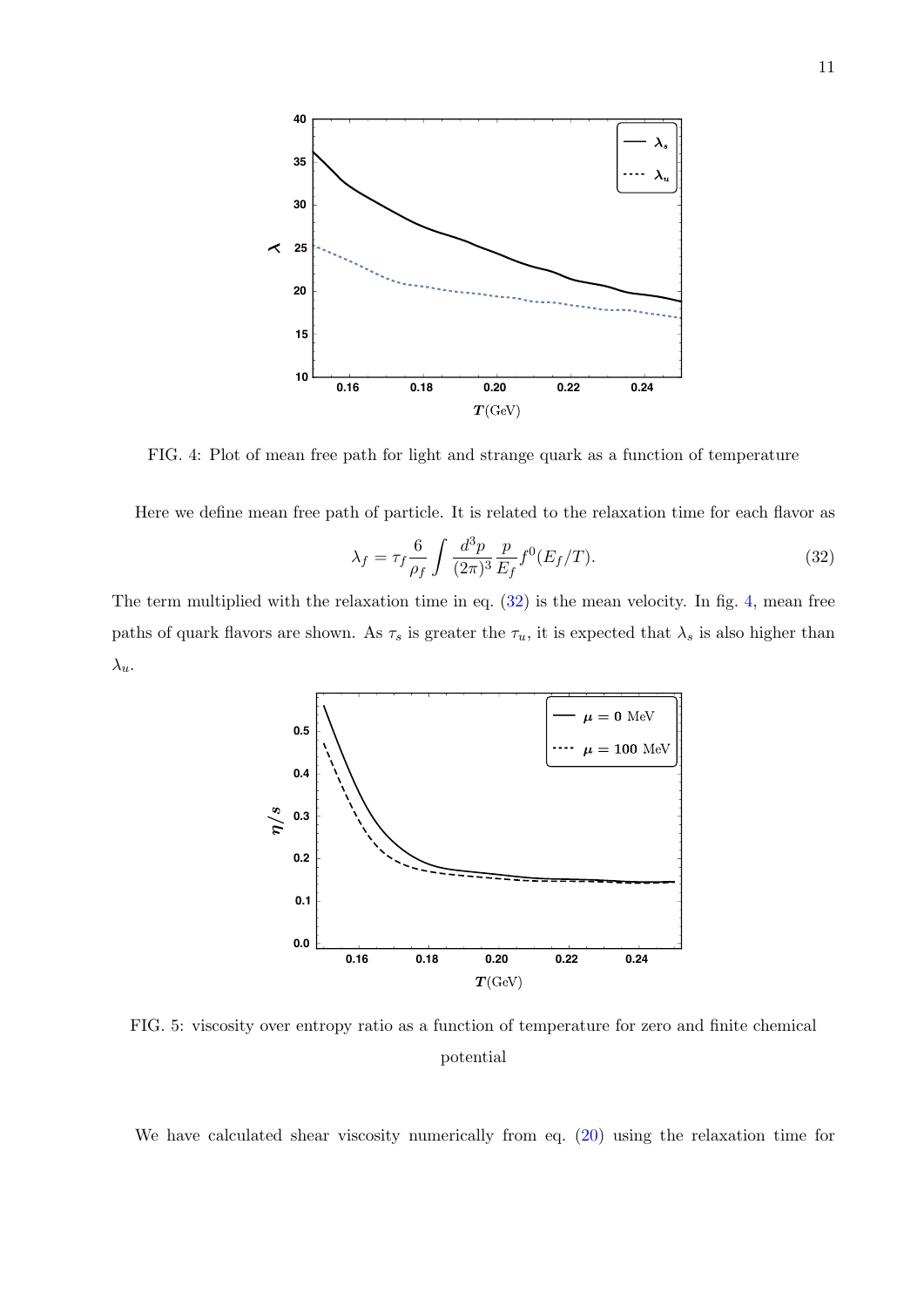FIG. 4: Plot of mean free path for light and strange quark as a function of temperature

Here we define mean free path of particle. It is related to the relaxation time for each flavor as

$$\lambda_f = \tau_f \frac{6}{\rho_f} \int \frac{d^3p}{(2\pi)^3} \frac{p}{E_f} f^0(E_f/T). \tag{32}$$

The term multiplied with the relaxation time in eq. (32) is the mean velocity. In fig. 4, mean free paths of quark flavors are shown. As $\tau_s$ is greater the $\tau_u$, it is expected that $\lambda_s$ is also higher than $\lambda_u$.

FIG. 5: viscosity over entropy ratio as a function of temperature for zero and finite chemical potential

We have calculated shear viscosity numerically from eq. (20) using the relaxation time for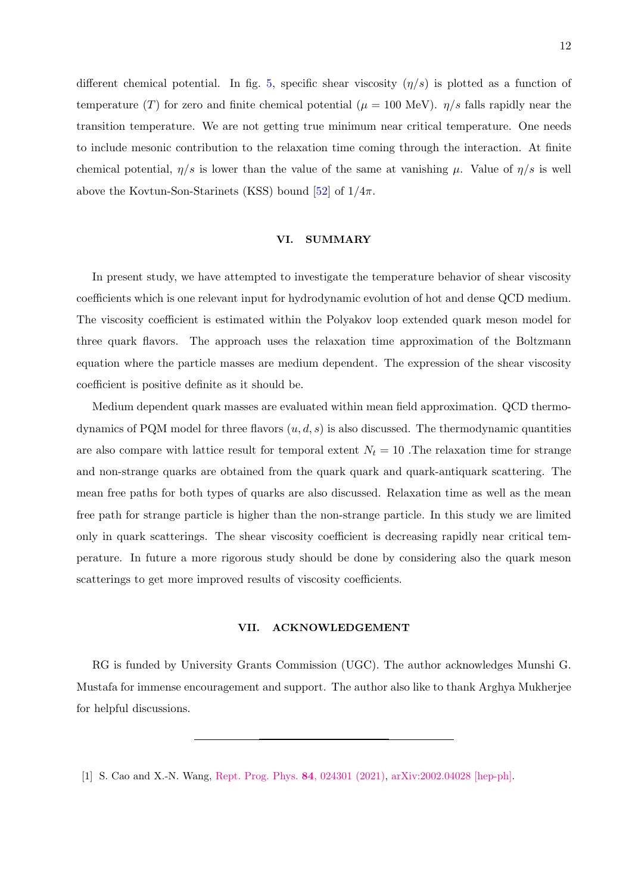different chemical potential. In fig. 5, specific shear viscosity ($\eta/s$) is plotted as a function of temperature ($T$) for zero and finite chemical potential ($\mu = 100$ MeV). $\eta/s$ falls rapidly near the transition temperature. We are not getting true minimum near critical temperature. One needs to include mesonic contribution to the relaxation time coming through the interaction. At finite chemical potential, $\eta/s$ is lower than the value of the same at vanishing $\mu$. Value of $\eta/s$ is well above the Kovtun-Son-Starinets (KSS) bound [52] of $1/4\pi$.

## VI. SUMMARY

In present study, we have attempted to investigate the temperature behavior of shear viscosity coefficients which is one relevant input for hydrodynamic evolution of hot and dense QCD medium. The viscosity coefficient is estimated within the Polyakov loop extended quark meson model for three quark flavors. The approach uses the relaxation time approximation of the Boltzmann equation where the particle masses are medium dependent. The expression of the shear viscosity coefficient is positive definite as it should be.

Medium dependent quark masses are evaluated within mean field approximation. QCD thermodynamics of PQM model for three flavors $(u, d, s)$ is also discussed. The thermodynamic quantities are also compare with lattice result for temporal extent $N_t = 10$ .The relaxation time for strange and non-strange quarks are obtained from the quark quark and quark-antiquark scattering. The mean free paths for both types of quarks are also discussed. Relaxation time as well as the mean free path for strange particle is higher than the non-strange particle. In this study we are limited only in quark scatterings. The shear viscosity coefficient is decreasing rapidly near critical temperature. In future a more rigorous study should be done by considering also the quark meson scatterings to get more improved results of viscosity coefficients.

## VII. ACKNOWLEDGEMENT

RG is funded by University Grants Commission (UGC). The author acknowledges Munshi G. Mustafa for immense encouragement and support. The author also like to thank Arghya Mukherjee for helpful discussions.

---

[1] S. Cao and X.-N. Wang, Rept. Prog. Phys. **84**, 024301 (2021), arXiv:2002.04028 [hep-ph].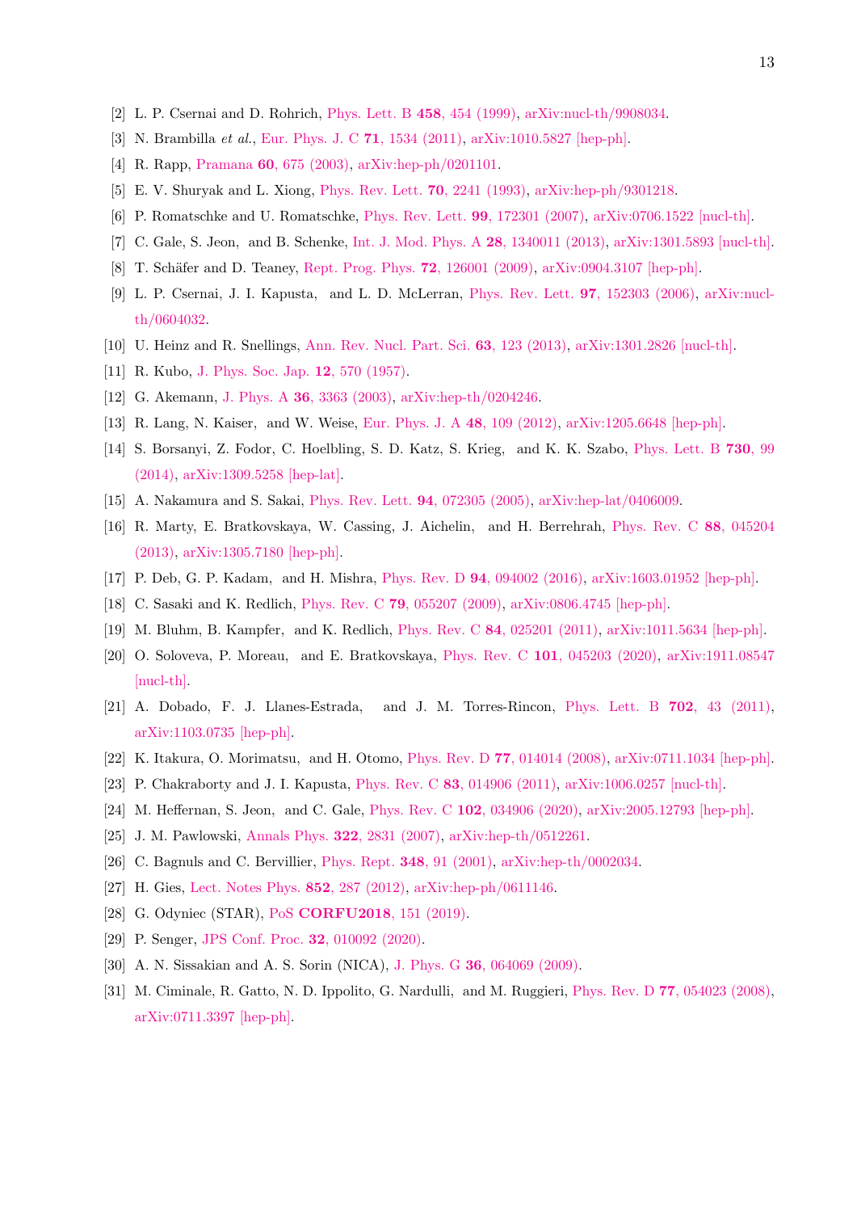[2] L. P. Csernai and D. Rohrich, Phys. Lett. B **458**, 454 (1999), arXiv:nucl-th/9908034.

[3] N. Brambilla *et al.*, Eur. Phys. J. C **71**, 1534 (2011), arXiv:1010.5827 [hep-ph].

[4] R. Rapp, Pramana **60**, 675 (2003), arXiv:hep-ph/0201101.

[5] E. V. Shuryak and L. Xiong, Phys. Rev. Lett. **70**, 2241 (1993), arXiv:hep-ph/9301218.

[6] P. Romatschke and U. Romatschke, Phys. Rev. Lett. **99**, 172301 (2007), arXiv:0706.1522 [nucl-th].

[7] C. Gale, S. Jeon, and B. Schenke, Int. J. Mod. Phys. A **28**, 1340011 (2013), arXiv:1301.5893 [nucl-th].

[8] T. Schäfer and D. Teaney, Rept. Prog. Phys. **72**, 126001 (2009), arXiv:0904.3107 [hep-ph].

[9] L. P. Csernai, J. I. Kapusta, and L. D. McLerran, Phys. Rev. Lett. **97**, 152303 (2006), arXiv:nucl-th/0604032.

[10] U. Heinz and R. Snellings, Ann. Rev. Nucl. Part. Sci. **63**, 123 (2013), arXiv:1301.2826 [nucl-th].

[11] R. Kubo, J. Phys. Soc. Jap. **12**, 570 (1957).

[12] G. Akemann, J. Phys. A **36**, 3363 (2003), arXiv:hep-th/0204246.

[13] R. Lang, N. Kaiser, and W. Weise, Eur. Phys. J. A **48**, 109 (2012), arXiv:1205.6648 [hep-ph].

[14] S. Borsanyi, Z. Fodor, C. Hoelbling, S. D. Katz, S. Krieg, and K. K. Szabo, Phys. Lett. B **730**, 99 (2014), arXiv:1309.5258 [hep-lat].

[15] A. Nakamura and S. Sakai, Phys. Rev. Lett. **94**, 072305 (2005), arXiv:hep-lat/0406009.

[16] R. Marty, E. Bratkovskaya, W. Cassing, J. Aichelin, and H. Berrehrah, Phys. Rev. C **88**, 045204 (2013), arXiv:1305.7180 [hep-ph].

[17] P. Deb, G. P. Kadam, and H. Mishra, Phys. Rev. D **94**, 094002 (2016), arXiv:1603.01952 [hep-ph].

[18] C. Sasaki and K. Redlich, Phys. Rev. C **79**, 055207 (2009), arXiv:0806.4745 [hep-ph].

[19] M. Bluhm, B. Kampfer, and K. Redlich, Phys. Rev. C **84**, 025201 (2011), arXiv:1011.5634 [hep-ph].

[20] O. Soloveva, P. Moreau, and E. Bratkovskaya, Phys. Rev. C **101**, 045203 (2020), arXiv:1911.08547 [nucl-th].

[21] A. Dobado, F. J. Llanes-Estrada, and J. M. Torres-Rincon, Phys. Lett. B **702**, 43 (2011), arXiv:1103.0735 [hep-ph].

[22] K. Itakura, O. Morimatsu, and H. Otomo, Phys. Rev. D **77**, 014014 (2008), arXiv:0711.1034 [hep-ph].

[23] P. Chakraborty and J. I. Kapusta, Phys. Rev. C **83**, 014906 (2011), arXiv:1006.0257 [nucl-th].

[24] M. Heffernan, S. Jeon, and C. Gale, Phys. Rev. C **102**, 034906 (2020), arXiv:2005.12793 [hep-ph].

[25] J. M. Pawlowski, Annals Phys. **322**, 2831 (2007), arXiv:hep-th/0512261.

[26] C. Bagnuls and C. Bervillier, Phys. Rept. **348**, 91 (2001), arXiv:hep-th/0002034.

[27] H. Gies, Lect. Notes Phys. **852**, 287 (2012), arXiv:hep-ph/0611146.

[28] G. Odyniec (STAR), PoS **CORFU2018**, 151 (2019).

[29] P. Senger, JPS Conf. Proc. **32**, 010092 (2020).

[30] A. N. Sissakian and A. S. Sorin (NICA), J. Phys. G **36**, 064069 (2009).

[31] M. Ciminale, R. Gatto, N. D. Ippolito, G. Nardulli, and M. Ruggieri, Phys. Rev. D **77**, 054023 (2008), arXiv:0711.3397 [hep-ph].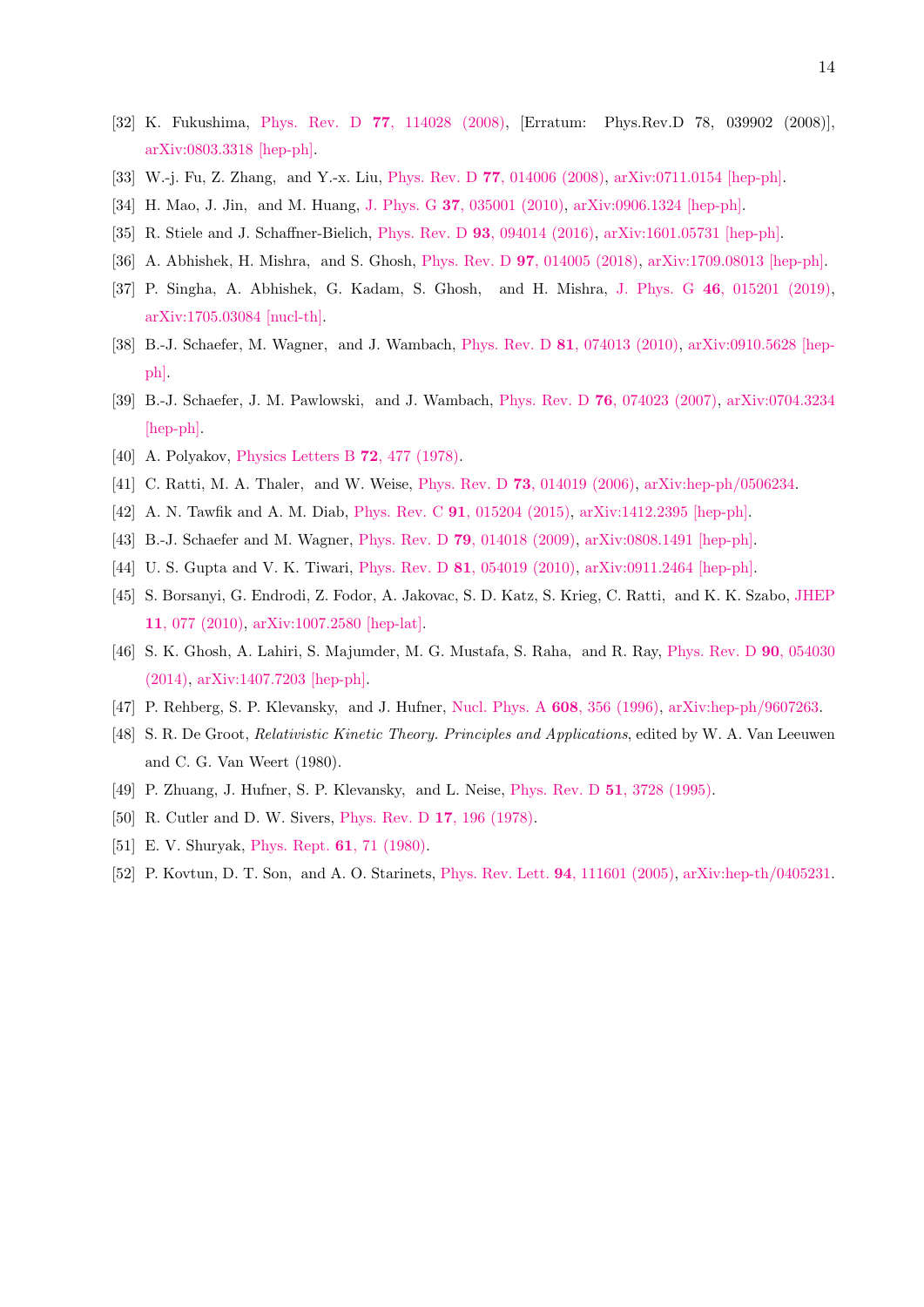[32] K. Fukushima, Phys. Rev. D **77**, 114028 (2008), [Erratum: Phys.Rev.D 78, 039902 (2008)], arXiv:0803.3318 [hep-ph].

[33] W.-j. Fu, Z. Zhang, and Y.-x. Liu, Phys. Rev. D **77**, 014006 (2008), arXiv:0711.0154 [hep-ph].

[34] H. Mao, J. Jin, and M. Huang, J. Phys. G **37**, 035001 (2010), arXiv:0906.1324 [hep-ph].

[35] R. Stiele and J. Schaffner-Bielich, Phys. Rev. D **93**, 094014 (2016), arXiv:1601.05731 [hep-ph].

[36] A. Abhishek, H. Mishra, and S. Ghosh, Phys. Rev. D **97**, 014005 (2018), arXiv:1709.08013 [hep-ph].

[37] P. Singha, A. Abhishek, G. Kadam, S. Ghosh, and H. Mishra, J. Phys. G **46**, 015201 (2019), arXiv:1705.03084 [nucl-th].

[38] B.-J. Schaefer, M. Wagner, and J. Wambach, Phys. Rev. D **81**, 074013 (2010), arXiv:0910.5628 [hep-ph].

[39] B.-J. Schaefer, J. M. Pawlowski, and J. Wambach, Phys. Rev. D **76**, 074023 (2007), arXiv:0704.3234 [hep-ph].

[40] A. Polyakov, Physics Letters B **72**, 477 (1978).

[41] C. Ratti, M. A. Thaler, and W. Weise, Phys. Rev. D **73**, 014019 (2006), arXiv:hep-ph/0506234.

[42] A. N. Tawfik and A. M. Diab, Phys. Rev. C **91**, 015204 (2015), arXiv:1412.2395 [hep-ph].

[43] B.-J. Schaefer and M. Wagner, Phys. Rev. D **79**, 014018 (2009), arXiv:0808.1491 [hep-ph].

[44] U. S. Gupta and V. K. Tiwari, Phys. Rev. D **81**, 054019 (2010), arXiv:0911.2464 [hep-ph].

[45] S. Borsanyi, G. Endrodi, Z. Fodor, A. Jakovac, S. D. Katz, S. Krieg, C. Ratti, and K. K. Szabo, JHEP **11**, 077 (2010), arXiv:1007.2580 [hep-lat].

[46] S. K. Ghosh, A. Lahiri, S. Majumder, M. G. Mustafa, S. Raha, and R. Ray, Phys. Rev. D **90**, 054030 (2014), arXiv:1407.7203 [hep-ph].

[47] P. Rehberg, S. P. Klevansky, and J. Hufner, Nucl. Phys. A **608**, 356 (1996), arXiv:hep-ph/9607263.

[48] S. R. De Groot, *Relativistic Kinetic Theory. Principles and Applications*, edited by W. A. Van Leeuwen and C. G. Van Weert (1980).

[49] P. Zhuang, J. Hufner, S. P. Klevansky, and L. Neise, Phys. Rev. D **51**, 3728 (1995).

[50] R. Cutler and D. W. Sivers, Phys. Rev. D **17**, 196 (1978).

[51] E. V. Shuryak, Phys. Rept. **61**, 71 (1980).

[52] P. Kovtun, D. T. Son, and A. O. Starinets, Phys. Rev. Lett. **94**, 111601 (2005), arXiv:hep-th/0405231.